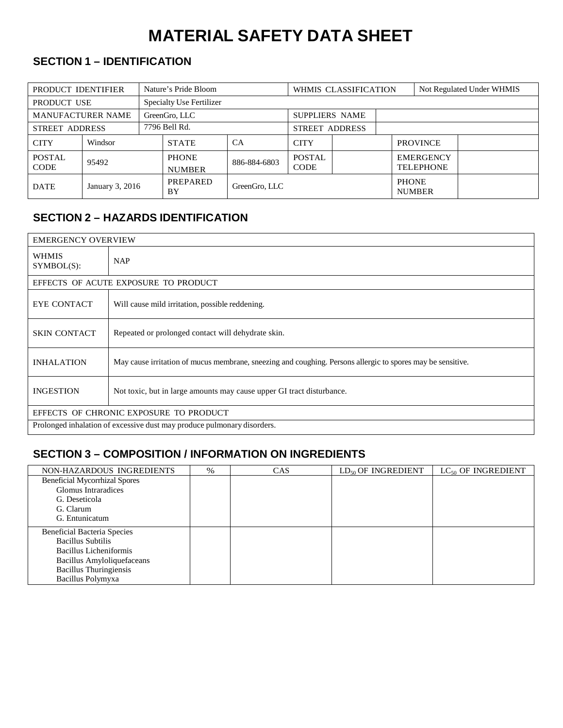# MATERIAL SAFETY DATA SHEET

## SECTION 1 – IDENTIFICATION

| PRODUCT IDENTIFIER | | Nature's Pride Bloom | | WHMIS CLASSIFICATION | | | Not Regulated Under WHMIS |
|---|---|---|---|---|---|---|---|
| PRODUCT USE | | Specialty Use Fertilizer | | | | | |
| MANUFACTURER NAME | | GreenGro, LLC | | SUPPLIERS NAME | | | |
| STREET ADDRESS | | 7796 Bell Rd. | | STREET ADDRESS | | | |
| CITY | Windsor | STATE | CA | CITY | | PROVINCE | |
| POSTAL CODE | 95492 | PHONE NUMBER | 886-884-6803 | POSTAL CODE | | EMERGENCY TELEPHONE | |
| DATE | January 3, 2016 | PREPARED BY | GreenGro, LLC | | | PHONE NUMBER | |

## SECTION 2 – HAZARDS IDENTIFICATION

| EMERGENCY OVERVIEW | |
|---|---|
| WHMIS SYMBOL(S): | NAP |
| EFFECTS OF ACUTE EXPOSURE TO PRODUCT | |
| EYE CONTACT | Will cause mild irritation, possible reddening. |
| SKIN CONTACT | Repeated or prolonged contact will dehydrate skin. |
| INHALATION | May cause irritation of mucus membrane, sneezing and coughing. Persons allergic to spores may be sensitive. |
| INGESTION | Not toxic, but in large amounts may cause upper GI tract disturbance. |
| EFFECTS OF CHRONIC EXPOSURE TO PRODUCT | |
| Prolonged inhalation of excessive dust may produce pulmonary disorders. | |

## SECTION 3 – COMPOSITION / INFORMATION ON INGREDIENTS

| NON-HAZARDOUS INGREDIENTS | % | CAS | $LD_{50}$ OF INGREDIENT | $LC_{50}$ OF INGREDIENT |
|---|---|---|---|---|
| Beneficial Mycorrhizal Spores<br>Glomus Intraradices<br>G. Deseticola<br>G. Clarum<br>G. Entunicatum | | | | |
| Beneficial Bacteria Species<br>Bacillus Subtilis<br>Bacillus Licheniformis<br>Bacillus Amyloliquefaceans<br>Bacillus Thuringiensis<br>Bacillus Polymyxa | | | | |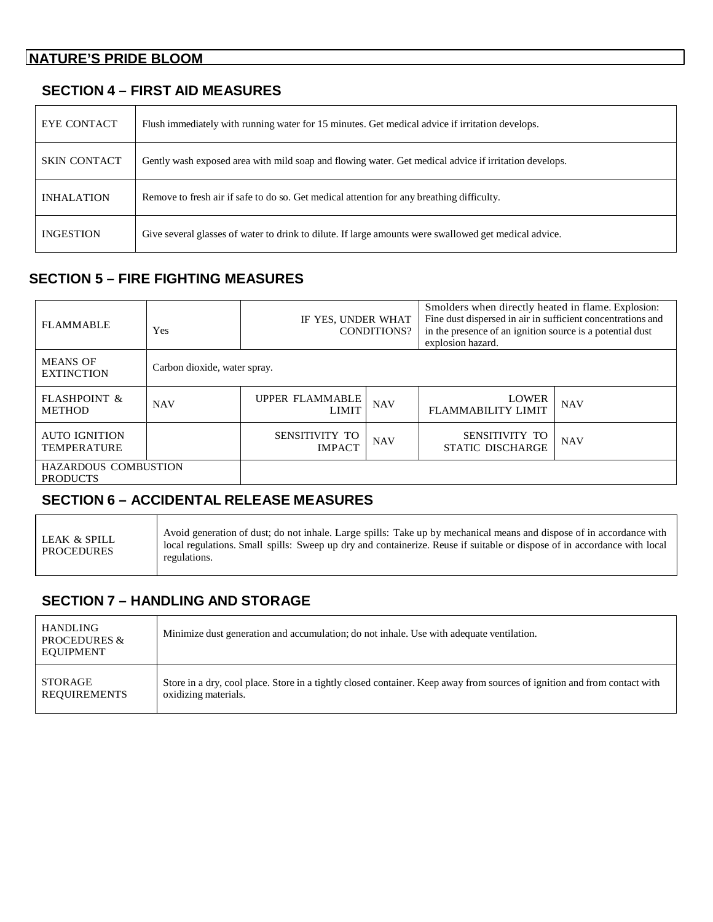## NATURE'S PRIDE BLOOM

### SECTION 4 – FIRST AID MEASURES

| | |
|---|---|
| EYE CONTACT | Flush immediately with running water for 15 minutes. Get medical advice if irritation develops. |
| SKIN CONTACT | Gently wash exposed area with mild soap and flowing water. Get medical advice if irritation develops. |
| INHALATION | Remove to fresh air if safe to do so. Get medical attention for any breathing difficulty. |
| INGESTION | Give several glasses of water to drink to dilute. If large amounts were swallowed get medical advice. |

### SECTION 5 – FIRE FIGHTING MEASURES

| | | | | | |
|---|---|---|---|---|---|
| FLAMMABLE | Yes | IF YES, UNDER WHAT CONDITIONS? | | Smolders when directly heated in flame. Explosion: Fine dust dispersed in air in sufficient concentrations and in the presence of an ignition source is a potential dust explosion hazard. | |
| MEANS OF EXTINCTION | Carbon dioxide, water spray. | | | | |
| FLASHPOINT & METHOD | NAV | UPPER FLAMMABLE LIMIT | NAV | LOWER FLAMMABILITY LIMIT | NAV |
| AUTO IGNITION TEMPERATURE | | SENSITIVITY TO IMPACT | NAV | SENSITIVITY TO STATIC DISCHARGE | NAV |
| HAZARDOUS COMBUSTION PRODUCTS | | | | | |

### SECTION 6 – ACCIDENTAL RELEASE MEASURES

| | |
|---|---|
| LEAK & SPILL PROCEDURES | Avoid generation of dust; do not inhale. Large spills: Take up by mechanical means and dispose of in accordance with local regulations. Small spills: Sweep up dry and containerize. Reuse if suitable or dispose of in accordance with local regulations. |

### SECTION 7 – HANDLING AND STORAGE

| | |
|---|---|
| HANDLING PROCEDURES & EQUIPMENT | Minimize dust generation and accumulation; do not inhale. Use with adequate ventilation. |
| STORAGE REQUIREMENTS | Store in a dry, cool place. Store in a tightly closed container. Keep away from sources of ignition and from contact with oxidizing materials. |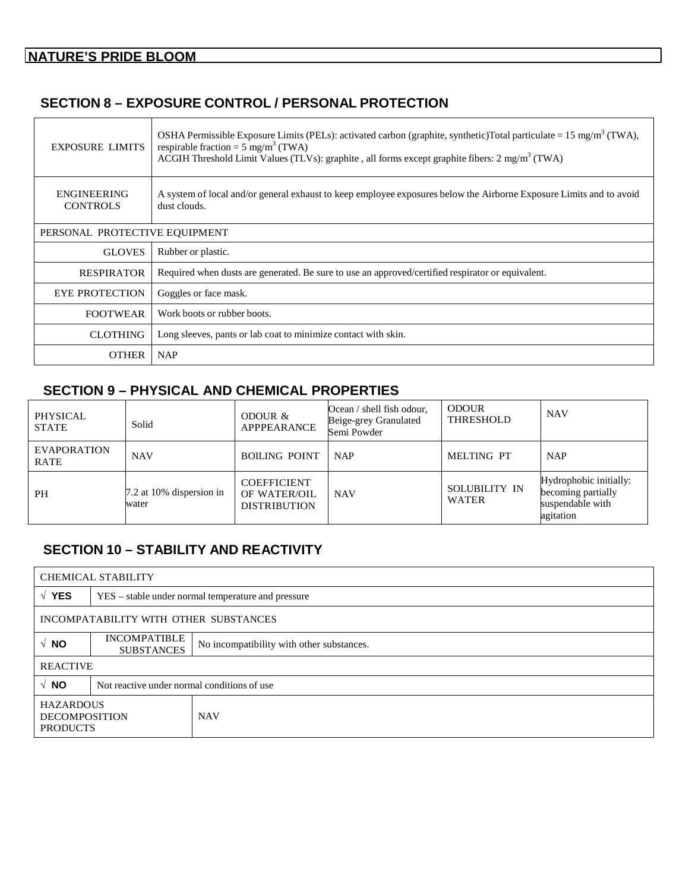## NATURE'S PRIDE BLOOM

## SECTION 8 – EXPOSURE CONTROL / PERSONAL PROTECTION

| | |
|---|---|
| EXPOSURE LIMITS | OSHA Permissible Exposure Limits (PELs): activated carbon (graphite, synthetic)Total particulate = 15 mg/m$^3$ (TWA), respirable fraction = 5 mg/m$^3$ (TWA)<br>ACGIH Threshold Limit Values (TLVs): graphite , all forms except graphite fibers: 2 mg/m$^3$ (TWA) |
| ENGINEERING CONTROLS | A system of local and/or general exhaust to keep employee exposures below the Airborne Exposure Limits and to avoid dust clouds. |
| PERSONAL PROTECTIVE EQUIPMENT | |
| GLOVES | Rubber or plastic. |
| RESPIRATOR | Required when dusts are generated. Be sure to use an approved/certified respirator or equivalent. |
| EYE PROTECTION | Goggles or face mask. |
| FOOTWEAR | Work boots or rubber boots. |
| CLOTHING | Long sleeves, pants or lab coat to minimize contact with skin. |
| OTHER | NAP |

## SECTION 9 – PHYSICAL AND CHEMICAL PROPERTIES

| | | | | | |
|---|---|---|---|---|---|
| PHYSICAL STATE | Solid | ODOUR & APPPEARANCE | Ocean / shell fish odour, Beige-grey Granulated Semi Powder | ODOUR THRESHOLD | NAV |
| EVAPORATION RATE | NAV | BOILING POINT | NAP | MELTING PT | NAP |
| PH | 7.2 at 10% dispersion in water | COEFFICIENT OF WATER/OIL DISTRIBUTION | NAV | SOLUBILITY IN WATER | Hydrophobic initially: becoming partially suspendable with agitation |

## SECTION 10 – STABILITY AND REACTIVITY

| | | |
|---|---|---|
| CHEMICAL STABILITY | | |
| √ **YES** | YES – stable under normal temperature and pressure | |
| INCOMPATABILITY WITH OTHER SUBSTANCES | | |
| √ **NO** | INCOMPATIBLE SUBSTANCES | No incompatibility with other substances. |
| REACTIVE | | |
| √ **NO** | Not reactive under normal conditions of use | |
| HAZARDOUS DECOMPOSITION PRODUCTS | | NAV |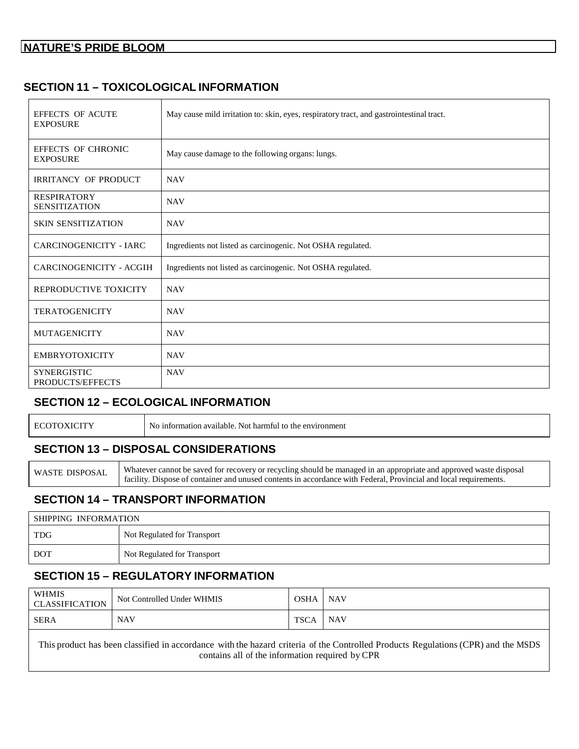## SECTION 11 – TOXICOLOGICAL INFORMATION

| | |
|---|---|
| EFFECTS OF ACUTE EXPOSURE | May cause mild irritation to: skin, eyes, respiratory tract, and gastrointestinal tract. |
| EFFECTS OF CHRONIC EXPOSURE | May cause damage to the following organs: lungs. |
| IRRITANCY OF PRODUCT | NAV |
| RESPIRATORY SENSITIZATION | NAV |
| SKIN SENSITIZATION | NAV |
| CARCINOGENICITY - IARC | Ingredients not listed as carcinogenic. Not OSHA regulated. |
| CARCINOGENICITY - ACGIH | Ingredients not listed as carcinogenic. Not OSHA regulated. |
| REPRODUCTIVE TOXICITY | NAV |
| TERATOGENICITY | NAV |
| MUTAGENICITY | NAV |
| EMBRYOTOXICITY | NAV |
| SYNERGISTIC PRODUCTS/EFFECTS | NAV |

## SECTION 12 – ECOLOGICAL INFORMATION

| | |
|---|---|
| ECOTOXICITY | No information available. Not harmful to the environment |

## SECTION 13 – DISPOSAL CONSIDERATIONS

| | |
|---|---|
| WASTE DISPOSAL | Whatever cannot be saved for recovery or recycling should be managed in an appropriate and approved waste disposal facility. Dispose of container and unused contents in accordance with Federal, Provincial and local requirements. |

## SECTION 14 – TRANSPORT INFORMATION

| SHIPPING INFORMATION | |
|---|---|
| TDG | Not Regulated for Transport |
| DOT | Not Regulated for Transport |

## SECTION 15 – REGULATORY INFORMATION

| | | | |
|---|---|---|---|
| WHMIS CLASSIFICATION | Not Controlled Under WHMIS | OSHA | NAV |
| SERA | NAV | TSCA | NAV |

This product has been classified in accordance with the hazard criteria of the Controlled Products Regulations (CPR) and the MSDS contains all of the information required by CPR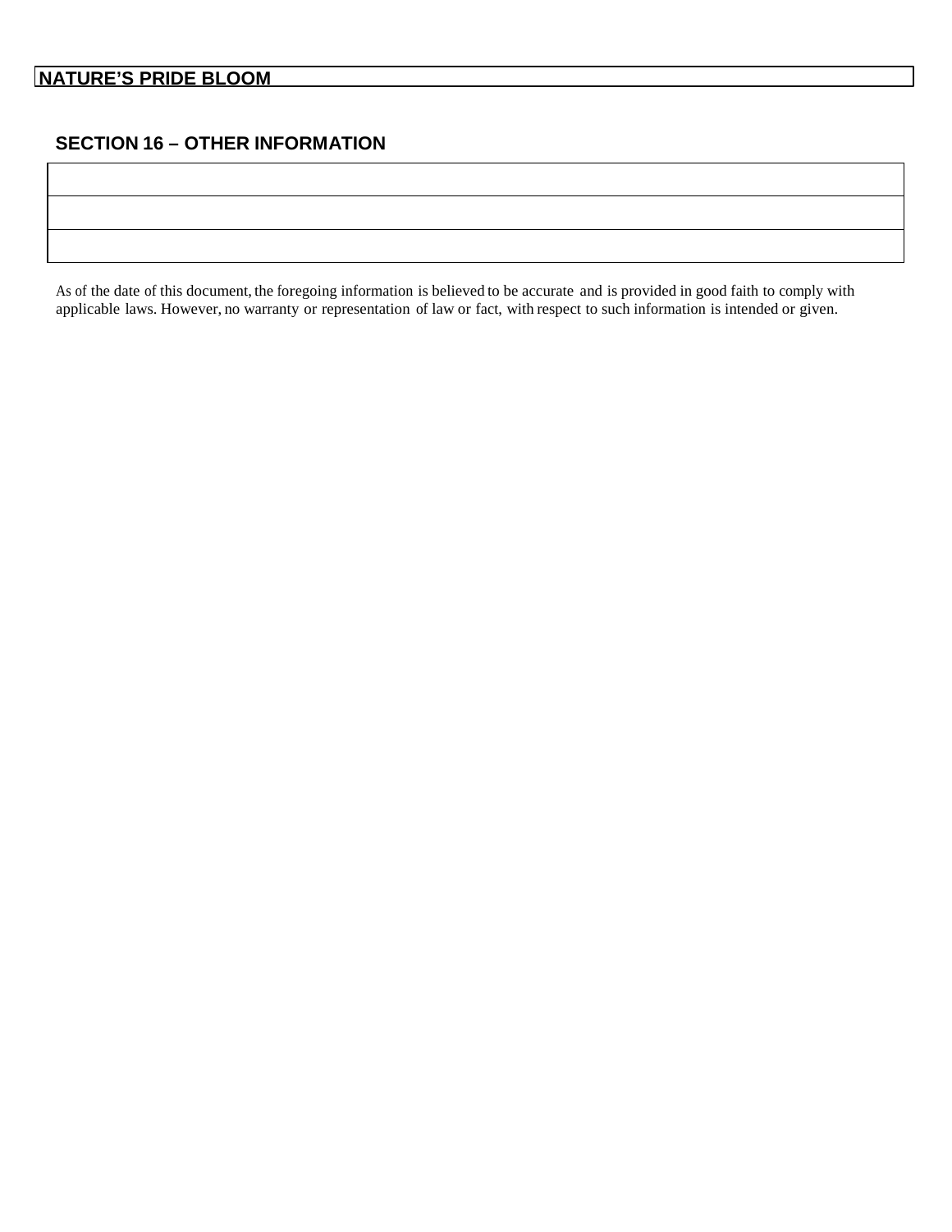## SECTION 16 – OTHER INFORMATION

As of the date of this document, the foregoing information is believed to be accurate and is provided in good faith to comply with applicable laws. However, no warranty or representation of law or fact, with respect to such information is intended or given.